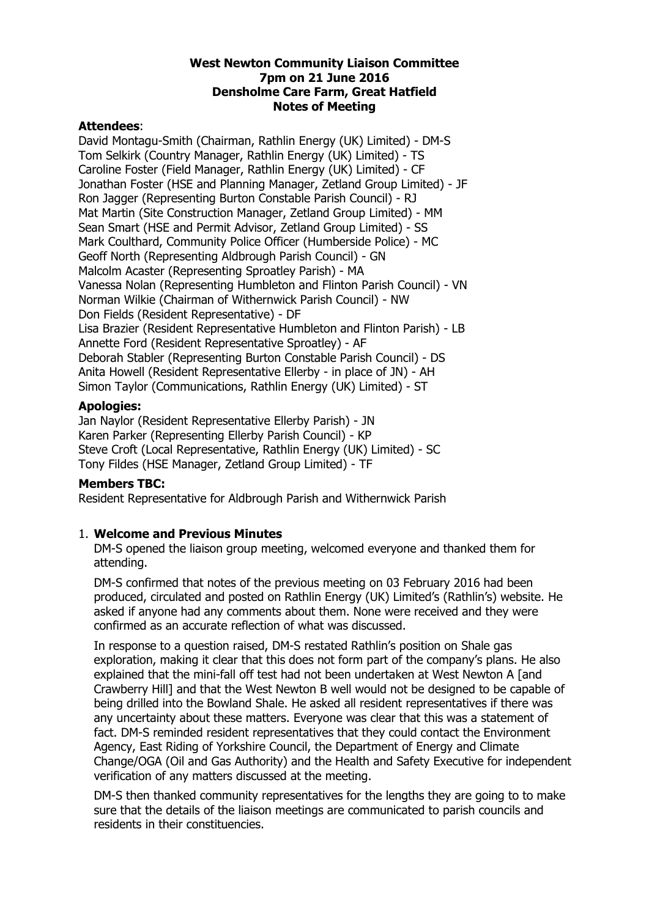**West Newton Community Liaison Committee**
**7pm on 21 June 2016**
**Densholme Care Farm, Great Hatfield**
**Notes of Meeting**

**Attendees**:

David Montagu-Smith (Chairman, Rathlin Energy (UK) Limited) - DM-S
Tom Selkirk (Country Manager, Rathlin Energy (UK) Limited) - TS
Caroline Foster (Field Manager, Rathlin Energy (UK) Limited) - CF
Jonathan Foster (HSE and Planning Manager, Zetland Group Limited) - JF
Ron Jagger (Representing Burton Constable Parish Council) - RJ
Mat Martin (Site Construction Manager, Zetland Group Limited) - MM
Sean Smart (HSE and Permit Advisor, Zetland Group Limited) - SS
Mark Coulthard, Community Police Officer (Humberside Police) - MC
Geoff North (Representing Aldbrough Parish Council) - GN
Malcolm Acaster (Representing Sproatley Parish) - MA
Vanessa Nolan (Representing Humbleton and Flinton Parish Council) - VN
Norman Wilkie (Chairman of Withernwick Parish Council) - NW
Don Fields (Resident Representative) - DF
Lisa Brazier (Resident Representative Humbleton and Flinton Parish) - LB
Annette Ford (Resident Representative Sproatley) - AF
Deborah Stabler (Representing Burton Constable Parish Council) - DS
Anita Howell (Resident Representative Ellerby - in place of JN) - AH
Simon Taylor (Communications, Rathlin Energy (UK) Limited) - ST

**Apologies:**

Jan Naylor (Resident Representative Ellerby Parish) - JN
Karen Parker (Representing Ellerby Parish Council) - KP
Steve Croft (Local Representative, Rathlin Energy (UK) Limited) - SC
Tony Fildes (HSE Manager, Zetland Group Limited) - TF

**Members TBC:**

Resident Representative for Aldbrough Parish and Withernwick Parish

1. **Welcome and Previous Minutes**

   DM-S opened the liaison group meeting, welcomed everyone and thanked them for attending.

   DM-S confirmed that notes of the previous meeting on 03 February 2016 had been produced, circulated and posted on Rathlin Energy (UK) Limited's (Rathlin's) website. He asked if anyone had any comments about them. None were received and they were confirmed as an accurate reflection of what was discussed.

   In response to a question raised, DM-S restated Rathlin's position on Shale gas exploration, making it clear that this does not form part of the company's plans. He also explained that the mini-fall off test had not been undertaken at West Newton A [and Crawberry Hill] and that the West Newton B well would not be designed to be capable of being drilled into the Bowland Shale. He asked all resident representatives if there was any uncertainty about these matters. Everyone was clear that this was a statement of fact. DM-S reminded resident representatives that they could contact the Environment Agency, East Riding of Yorkshire Council, the Department of Energy and Climate Change/OGA (Oil and Gas Authority) and the Health and Safety Executive for independent verification of any matters discussed at the meeting.

   DM-S then thanked community representatives for the lengths they are going to to make sure that the details of the liaison meetings are communicated to parish councils and residents in their constituencies.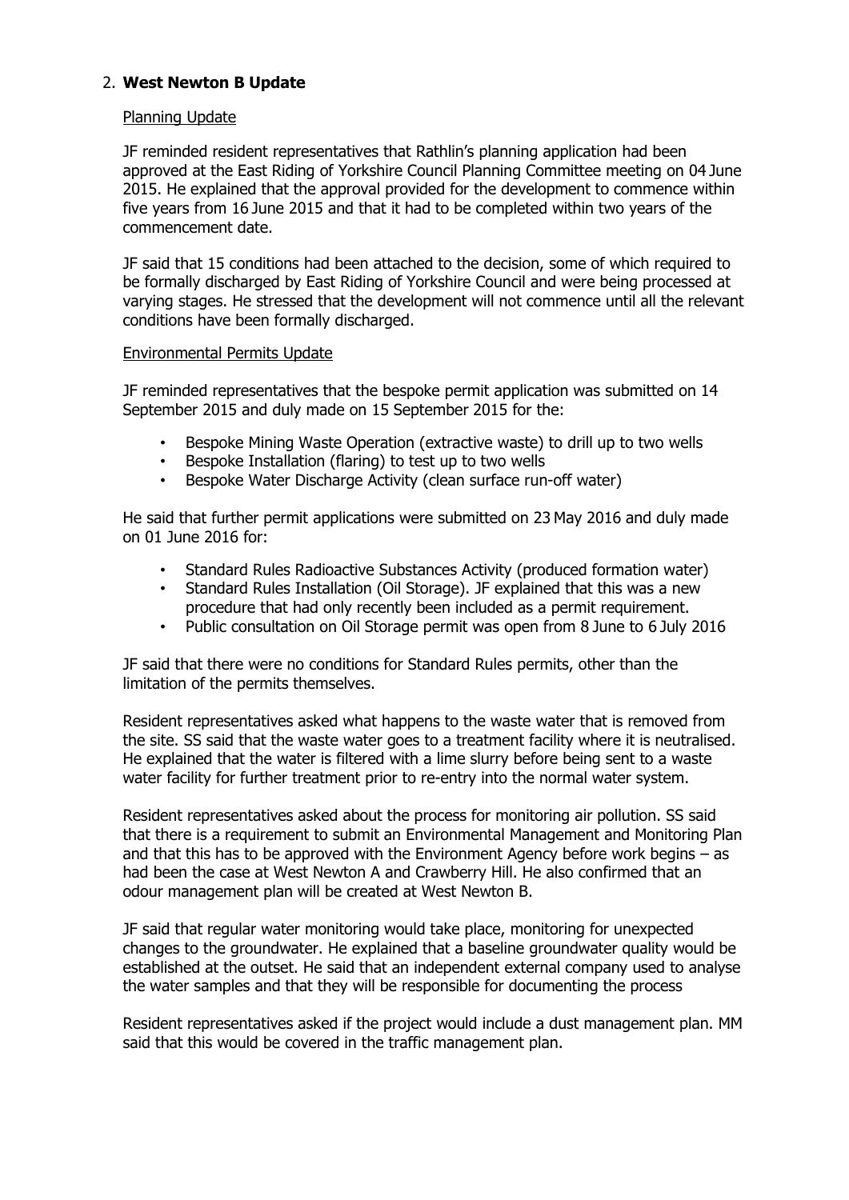## 2. **West Newton B Update**

Planning Update

JF reminded resident representatives that Rathlin's planning application had been approved at the East Riding of Yorkshire Council Planning Committee meeting on 04 June 2015. He explained that the approval provided for the development to commence within five years from 16 June 2015 and that it had to be completed within two years of the commencement date.

JF said that 15 conditions had been attached to the decision, some of which required to be formally discharged by East Riding of Yorkshire Council and were being processed at varying stages. He stressed that the development will not commence until all the relevant conditions have been formally discharged.

Environmental Permits Update

JF reminded representatives that the bespoke permit application was submitted on 14 September 2015 and duly made on 15 September 2015 for the:

- Bespoke Mining Waste Operation (extractive waste) to drill up to two wells
- Bespoke Installation (flaring) to test up to two wells
- Bespoke Water Discharge Activity (clean surface run-off water)

He said that further permit applications were submitted on 23 May 2016 and duly made on 01 June 2016 for:

- Standard Rules Radioactive Substances Activity (produced formation water)
- Standard Rules Installation (Oil Storage). JF explained that this was a new procedure that had only recently been included as a permit requirement.
- Public consultation on Oil Storage permit was open from 8 June to 6 July 2016

JF said that there were no conditions for Standard Rules permits, other than the limitation of the permits themselves.

Resident representatives asked what happens to the waste water that is removed from the site. SS said that the waste water goes to a treatment facility where it is neutralised. He explained that the water is filtered with a lime slurry before being sent to a waste water facility for further treatment prior to re-entry into the normal water system.

Resident representatives asked about the process for monitoring air pollution. SS said that there is a requirement to submit an Environmental Management and Monitoring Plan and that this has to be approved with the Environment Agency before work begins – as had been the case at West Newton A and Crawberry Hill. He also confirmed that an odour management plan will be created at West Newton B.

JF said that regular water monitoring would take place, monitoring for unexpected changes to the groundwater. He explained that a baseline groundwater quality would be established at the outset. He said that an independent external company used to analyse the water samples and that they will be responsible for documenting the process

Resident representatives asked if the project would include a dust management plan. MM said that this would be covered in the traffic management plan.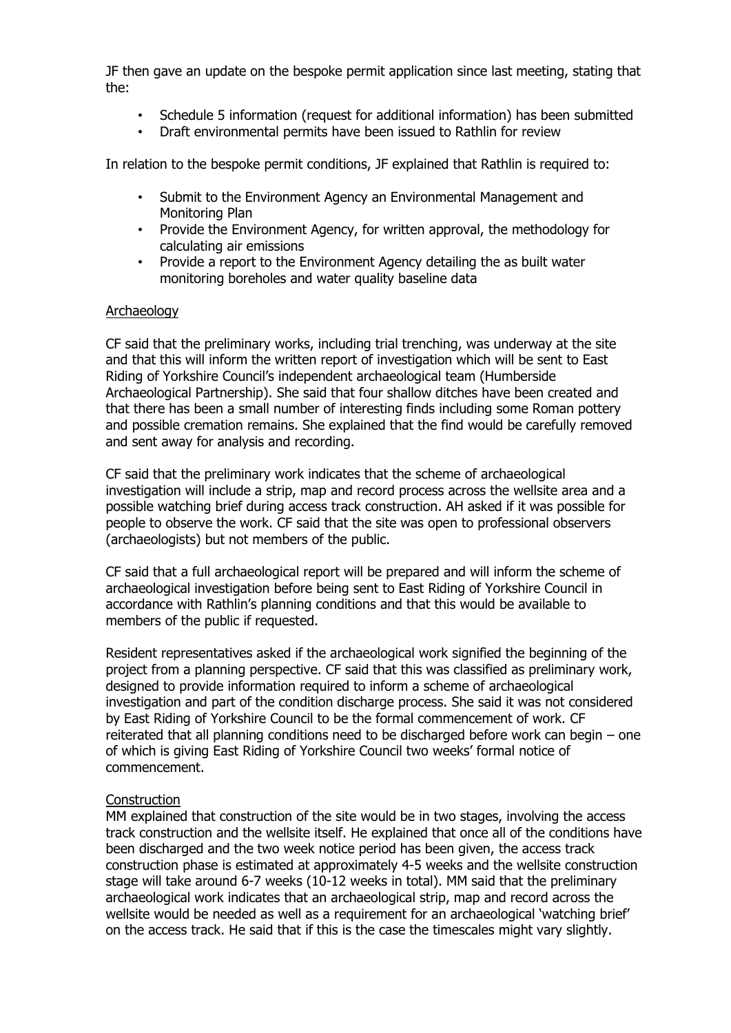JF then gave an update on the bespoke permit application since last meeting, stating that the:

- Schedule 5 information (request for additional information) has been submitted
- Draft environmental permits have been issued to Rathlin for review

In relation to the bespoke permit conditions, JF explained that Rathlin is required to:

- Submit to the Environment Agency an Environmental Management and Monitoring Plan
- Provide the Environment Agency, for written approval, the methodology for calculating air emissions
- Provide a report to the Environment Agency detailing the as built water monitoring boreholes and water quality baseline data

Archaeology

CF said that the preliminary works, including trial trenching, was underway at the site and that this will inform the written report of investigation which will be sent to East Riding of Yorkshire Council's independent archaeological team (Humberside Archaeological Partnership). She said that four shallow ditches have been created and that there has been a small number of interesting finds including some Roman pottery and possible cremation remains. She explained that the find would be carefully removed and sent away for analysis and recording.

CF said that the preliminary work indicates that the scheme of archaeological investigation will include a strip, map and record process across the wellsite area and a possible watching brief during access track construction. AH asked if it was possible for people to observe the work. CF said that the site was open to professional observers (archaeologists) but not members of the public.

CF said that a full archaeological report will be prepared and will inform the scheme of archaeological investigation before being sent to East Riding of Yorkshire Council in accordance with Rathlin's planning conditions and that this would be available to members of the public if requested.

Resident representatives asked if the archaeological work signified the beginning of the project from a planning perspective. CF said that this was classified as preliminary work, designed to provide information required to inform a scheme of archaeological investigation and part of the condition discharge process. She said it was not considered by East Riding of Yorkshire Council to be the formal commencement of work. CF reiterated that all planning conditions need to be discharged before work can begin – one of which is giving East Riding of Yorkshire Council two weeks' formal notice of commencement.

Construction

MM explained that construction of the site would be in two stages, involving the access track construction and the wellsite itself. He explained that once all of the conditions have been discharged and the two week notice period has been given, the access track construction phase is estimated at approximately 4-5 weeks and the wellsite construction stage will take around 6-7 weeks (10-12 weeks in total). MM said that the preliminary archaeological work indicates that an archaeological strip, map and record across the wellsite would be needed as well as a requirement for an archaeological 'watching brief' on the access track. He said that if this is the case the timescales might vary slightly.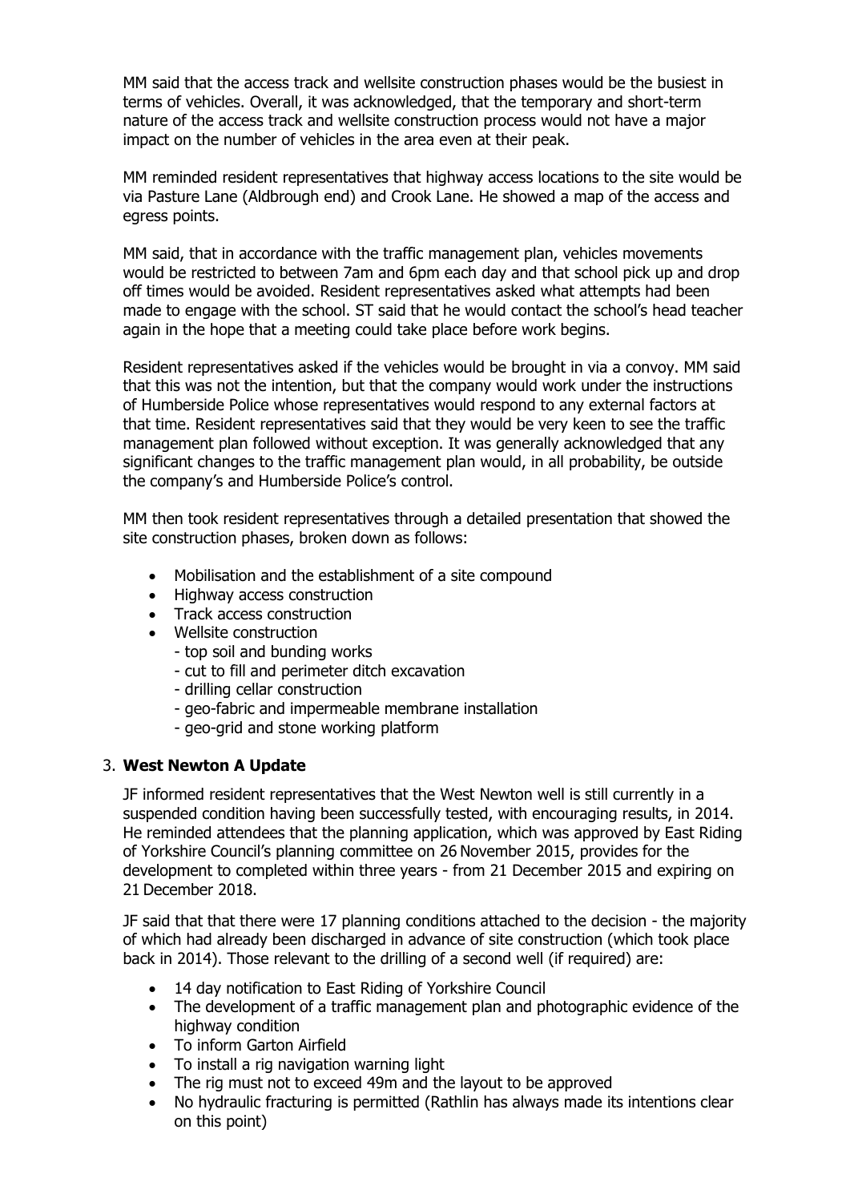MM said that the access track and wellsite construction phases would be the busiest in terms of vehicles. Overall, it was acknowledged, that the temporary and short-term nature of the access track and wellsite construction process would not have a major impact on the number of vehicles in the area even at their peak.

MM reminded resident representatives that highway access locations to the site would be via Pasture Lane (Aldbrough end) and Crook Lane. He showed a map of the access and egress points.

MM said, that in accordance with the traffic management plan, vehicles movements would be restricted to between 7am and 6pm each day and that school pick up and drop off times would be avoided. Resident representatives asked what attempts had been made to engage with the school. ST said that he would contact the school's head teacher again in the hope that a meeting could take place before work begins.

Resident representatives asked if the vehicles would be brought in via a convoy. MM said that this was not the intention, but that the company would work under the instructions of Humberside Police whose representatives would respond to any external factors at that time. Resident representatives said that they would be very keen to see the traffic management plan followed without exception. It was generally acknowledged that any significant changes to the traffic management plan would, in all probability, be outside the company's and Humberside Police's control.

MM then took resident representatives through a detailed presentation that showed the site construction phases, broken down as follows:

- Mobilisation and the establishment of a site compound
- Highway access construction
- Track access construction
- Wellsite construction
  - top soil and bunding works
  - cut to fill and perimeter ditch excavation
  - drilling cellar construction
  - geo-fabric and impermeable membrane installation
  - geo-grid and stone working platform

3. **West Newton A Update**

JF informed resident representatives that the West Newton well is still currently in a suspended condition having been successfully tested, with encouraging results, in 2014. He reminded attendees that the planning application, which was approved by East Riding of Yorkshire Council's planning committee on 26 November 2015, provides for the development to completed within three years - from 21 December 2015 and expiring on 21 December 2018.

JF said that that there were 17 planning conditions attached to the decision - the majority of which had already been discharged in advance of site construction (which took place back in 2014). Those relevant to the drilling of a second well (if required) are:

- 14 day notification to East Riding of Yorkshire Council
- The development of a traffic management plan and photographic evidence of the highway condition
- To inform Garton Airfield
- To install a rig navigation warning light
- The rig must not to exceed 49m and the layout to be approved
- No hydraulic fracturing is permitted (Rathlin has always made its intentions clear on this point)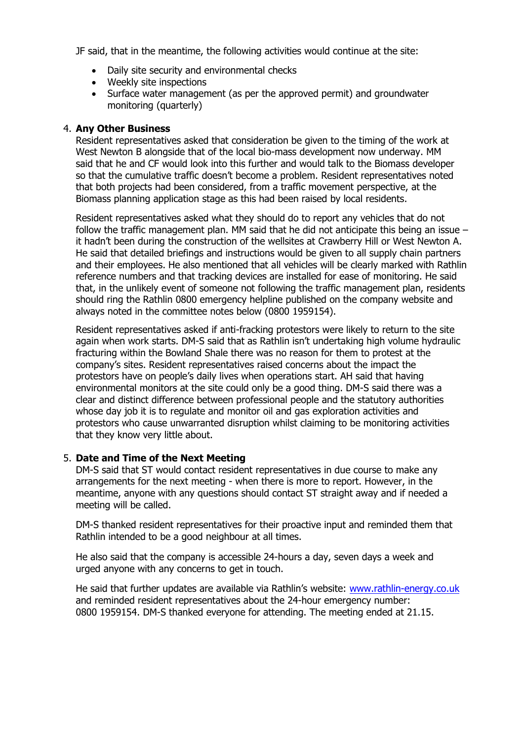JF said, that in the meantime, the following activities would continue at the site:

- Daily site security and environmental checks
- Weekly site inspections
- Surface water management (as per the approved permit) and groundwater monitoring (quarterly)

4. **Any Other Business**

   Resident representatives asked that consideration be given to the timing of the work at West Newton B alongside that of the local bio-mass development now underway. MM said that he and CF would look into this further and would talk to the Biomass developer so that the cumulative traffic doesn't become a problem. Resident representatives noted that both projects had been considered, from a traffic movement perspective, at the Biomass planning application stage as this had been raised by local residents.

   Resident representatives asked what they should do to report any vehicles that do not follow the traffic management plan. MM said that he did not anticipate this being an issue – it hadn't been during the construction of the wellsites at Crawberry Hill or West Newton A. He said that detailed briefings and instructions would be given to all supply chain partners and their employees. He also mentioned that all vehicles will be clearly marked with Rathlin reference numbers and that tracking devices are installed for ease of monitoring. He said that, in the unlikely event of someone not following the traffic management plan, residents should ring the Rathlin 0800 emergency helpline published on the company website and always noted in the committee notes below (0800 1959154).

   Resident representatives asked if anti-fracking protestors were likely to return to the site again when work starts. DM-S said that as Rathlin isn't undertaking high volume hydraulic fracturing within the Bowland Shale there was no reason for them to protest at the company's sites. Resident representatives raised concerns about the impact the protestors have on people's daily lives when operations start. AH said that having environmental monitors at the site could only be a good thing. DM-S said there was a clear and distinct difference between professional people and the statutory authorities whose day job it is to regulate and monitor oil and gas exploration activities and protestors who cause unwarranted disruption whilst claiming to be monitoring activities that they know very little about.

5. **Date and Time of the Next Meeting**

   DM-S said that ST would contact resident representatives in due course to make any arrangements for the next meeting - when there is more to report. However, in the meantime, anyone with any questions should contact ST straight away and if needed a meeting will be called.

   DM-S thanked resident representatives for their proactive input and reminded them that Rathlin intended to be a good neighbour at all times.

   He also said that the company is accessible 24-hours a day, seven days a week and urged anyone with any concerns to get in touch.

   He said that further updates are available via Rathlin's website: [www.rathlin-energy.co.uk](http://www.rathlin-energy.co.uk) and reminded resident representatives about the 24-hour emergency number: 0800 1959154. DM-S thanked everyone for attending. The meeting ended at 21.15.